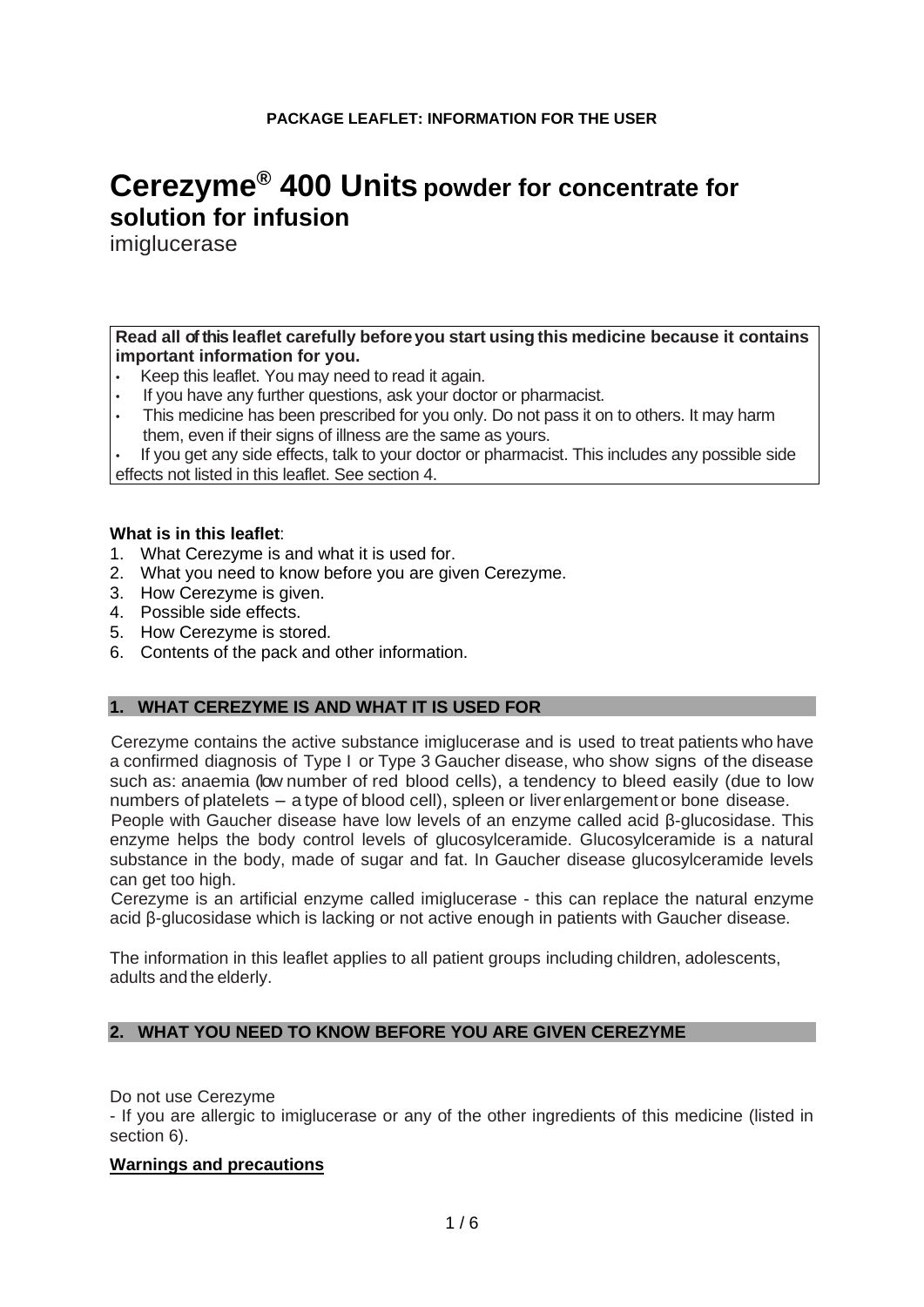**PACKAGE LEAFLET: INFORMATION FOR THE USER**

# Cerezyme® 400 Units powder for concentrate for solution for infusion

imiglucerase

**Read all of this leaflet carefully before you start using this medicine because it contains important information for you.**

- Keep this leaflet. You may need to read it again.
- If you have any further questions, ask your doctor or pharmacist.
- This medicine has been prescribed for you only. Do not pass it on to others. It may harm them, even if their signs of illness are the same as yours.
- If you get any side effects, talk to your doctor or pharmacist. This includes any possible side effects not listed in this leaflet. See section 4.

**What is in this leaflet**:

1. What Cerezyme is and what it is used for.
2. What you need to know before you are given Cerezyme.
3. How Cerezyme is given.
4. Possible side effects.
5. How Cerezyme is stored.
6. Contents of the pack and other information.

## 1. WHAT CEREZYME IS AND WHAT IT IS USED FOR

Cerezyme contains the active substance imiglucerase and is used to treat patients who have a confirmed diagnosis of Type I or Type 3 Gaucher disease, who show signs of the disease such as: anaemia (low number of red blood cells), a tendency to bleed easily (due to low numbers of platelets – a type of blood cell), spleen or liver enlargement or bone disease.

People with Gaucher disease have low levels of an enzyme called acid β-glucosidase. This enzyme helps the body control levels of glucosylceramide. Glucosylceramide is a natural substance in the body, made of sugar and fat. In Gaucher disease glucosylceramide levels can get too high.

Cerezyme is an artificial enzyme called imiglucerase - this can replace the natural enzyme acid β-glucosidase which is lacking or not active enough in patients with Gaucher disease.

The information in this leaflet applies to all patient groups including children, adolescents, adults and the elderly.

## 2. WHAT YOU NEED TO KNOW BEFORE YOU ARE GIVEN CEREZYME

Do not use Cerezyme

- If you are allergic to imiglucerase or any of the other ingredients of this medicine (listed in section 6).

**Warnings and precautions**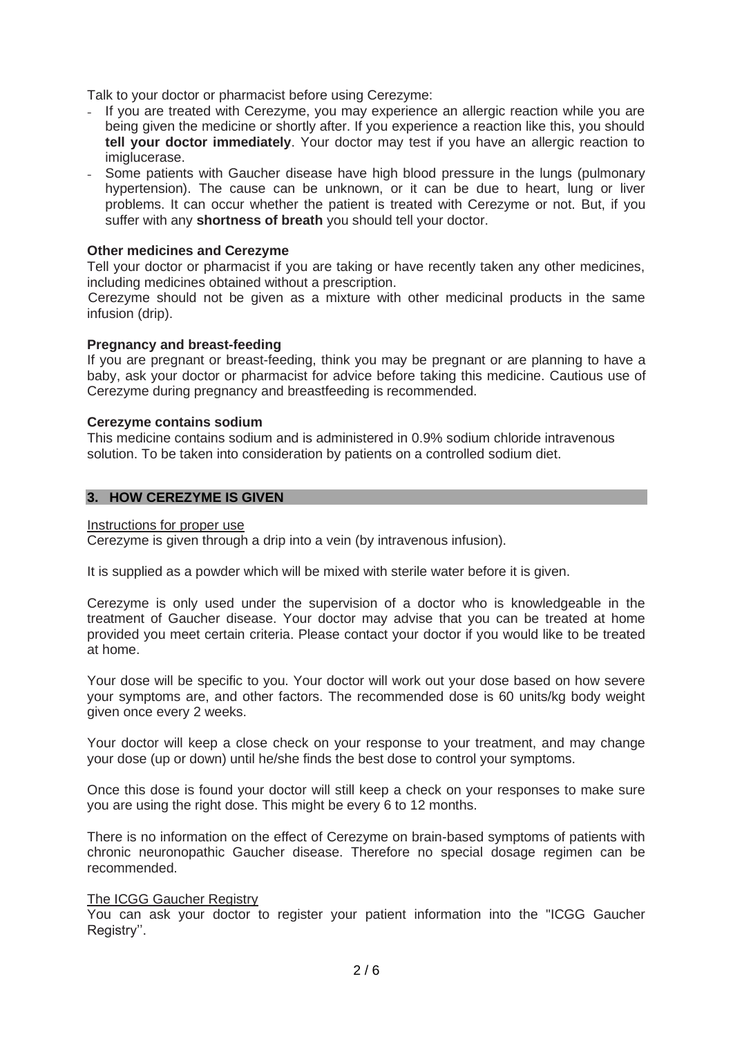Talk to your doctor or pharmacist before using Cerezyme:

- If you are treated with Cerezyme, you may experience an allergic reaction while you are being given the medicine or shortly after. If you experience a reaction like this, you should **tell your doctor immediately**. Your doctor may test if you have an allergic reaction to imiglucerase.
- Some patients with Gaucher disease have high blood pressure in the lungs (pulmonary hypertension). The cause can be unknown, or it can be due to heart, lung or liver problems. It can occur whether the patient is treated with Cerezyme or not. But, if you suffer with any **shortness of breath** you should tell your doctor.

**Other medicines and Cerezyme**

Tell your doctor or pharmacist if you are taking or have recently taken any other medicines, including medicines obtained without a prescription.

Cerezyme should not be given as a mixture with other medicinal products in the same infusion (drip).

**Pregnancy and breast-feeding**

If you are pregnant or breast-feeding, think you may be pregnant or are planning to have a baby, ask your doctor or pharmacist for advice before taking this medicine. Cautious use of Cerezyme during pregnancy and breastfeeding is recommended.

**Cerezyme contains sodium**

This medicine contains sodium and is administered in 0.9% sodium chloride intravenous solution. To be taken into consideration by patients on a controlled sodium diet.

## 3. HOW CEREZYME IS GIVEN

Instructions for proper use

Cerezyme is given through a drip into a vein (by intravenous infusion).

It is supplied as a powder which will be mixed with sterile water before it is given.

Cerezyme is only used under the supervision of a doctor who is knowledgeable in the treatment of Gaucher disease. Your doctor may advise that you can be treated at home provided you meet certain criteria. Please contact your doctor if you would like to be treated at home.

Your dose will be specific to you. Your doctor will work out your dose based on how severe your symptoms are, and other factors. The recommended dose is 60 units/kg body weight given once every 2 weeks.

Your doctor will keep a close check on your response to your treatment, and may change your dose (up or down) until he/she finds the best dose to control your symptoms.

Once this dose is found your doctor will still keep a check on your responses to make sure you are using the right dose. This might be every 6 to 12 months.

There is no information on the effect of Cerezyme on brain-based symptoms of patients with chronic neuronopathic Gaucher disease. Therefore no special dosage regimen can be recommended.

The ICGG Gaucher Registry

You can ask your doctor to register your patient information into the "ICGG Gaucher Registry''.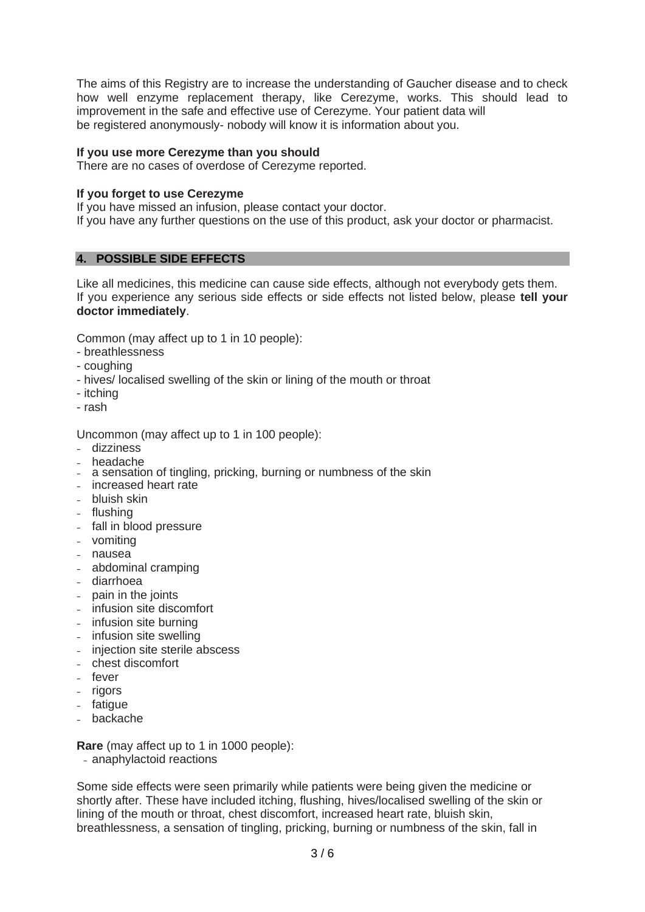The aims of this Registry are to increase the understanding of Gaucher disease and to check how well enzyme replacement therapy, like Cerezyme, works. This should lead to improvement in the safe and effective use of Cerezyme. Your patient data will be registered anonymously- nobody will know it is information about you.

**If you use more Cerezyme than you should**

There are no cases of overdose of Cerezyme reported.

**If you forget to use Cerezyme**

If you have missed an infusion, please contact your doctor.
If you have any further questions on the use of this product, ask your doctor or pharmacist.

## 4. POSSIBLE SIDE EFFECTS

Like all medicines, this medicine can cause side effects, although not everybody gets them.
If you experience any serious side effects or side effects not listed below, please **tell your doctor immediately**.

Common (may affect up to 1 in 10 people):

- breathlessness
- coughing
- hives/ localised swelling of the skin or lining of the mouth or throat
- itching
- rash

Uncommon (may affect up to 1 in 100 people):

- dizziness
- headache
- a sensation of tingling, pricking, burning or numbness of the skin
- increased heart rate
- bluish skin
- flushing
- fall in blood pressure
- vomiting
- nausea
- abdominal cramping
- diarrhoea
- pain in the joints
- infusion site discomfort
- infusion site burning
- infusion site swelling
- injection site sterile abscess
- chest discomfort
- fever
- rigors
- fatigue
- backache

**Rare** (may affect up to 1 in 1000 people):

- anaphylactoid reactions

Some side effects were seen primarily while patients were being given the medicine or shortly after. These have included itching, flushing, hives/localised swelling of the skin or lining of the mouth or throat, chest discomfort, increased heart rate, bluish skin, breathlessness, a sensation of tingling, pricking, burning or numbness of the skin, fall in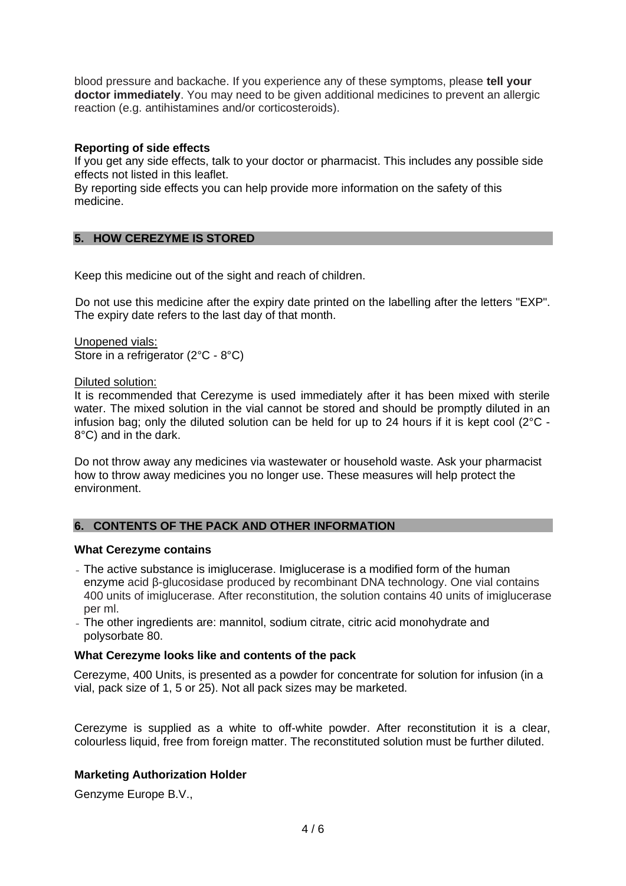blood pressure and backache. If you experience any of these symptoms, please **tell your doctor immediately**. You may need to be given additional medicines to prevent an allergic reaction (e.g. antihistamines and/or corticosteroids).

**Reporting of side effects**

If you get any side effects, talk to your doctor or pharmacist. This includes any possible side effects not listed in this leaflet.

By reporting side effects you can help provide more information on the safety of this medicine.

## 5. HOW CEREZYME IS STORED

Keep this medicine out of the sight and reach of children.

Do not use this medicine after the expiry date printed on the labelling after the letters "EXP". The expiry date refers to the last day of that month.

Unopened vials:
Store in a refrigerator (2°C - 8°C)

Diluted solution:
It is recommended that Cerezyme is used immediately after it has been mixed with sterile water. The mixed solution in the vial cannot be stored and should be promptly diluted in an infusion bag; only the diluted solution can be held for up to 24 hours if it is kept cool (2°C - 8°C) and in the dark.

Do not throw away any medicines via wastewater or household waste. Ask your pharmacist how to throw away medicines you no longer use. These measures will help protect the environment.

## 6. CONTENTS OF THE PACK AND OTHER INFORMATION

**What Cerezyme contains**

- The active substance is imiglucerase. Imiglucerase is a modified form of the human enzyme acid β-glucosidase produced by recombinant DNA technology. One vial contains 400 units of imiglucerase. After reconstitution, the solution contains 40 units of imiglucerase per ml.
- The other ingredients are: mannitol, sodium citrate, citric acid monohydrate and polysorbate 80.

**What Cerezyme looks like and contents of the pack**

Cerezyme, 400 Units, is presented as a powder for concentrate for solution for infusion (in a vial, pack size of 1, 5 or 25). Not all pack sizes may be marketed.

Cerezyme is supplied as a white to off-white powder. After reconstitution it is a clear, colourless liquid, free from foreign matter. The reconstituted solution must be further diluted.

**Marketing Authorization Holder**

Genzyme Europe B.V.,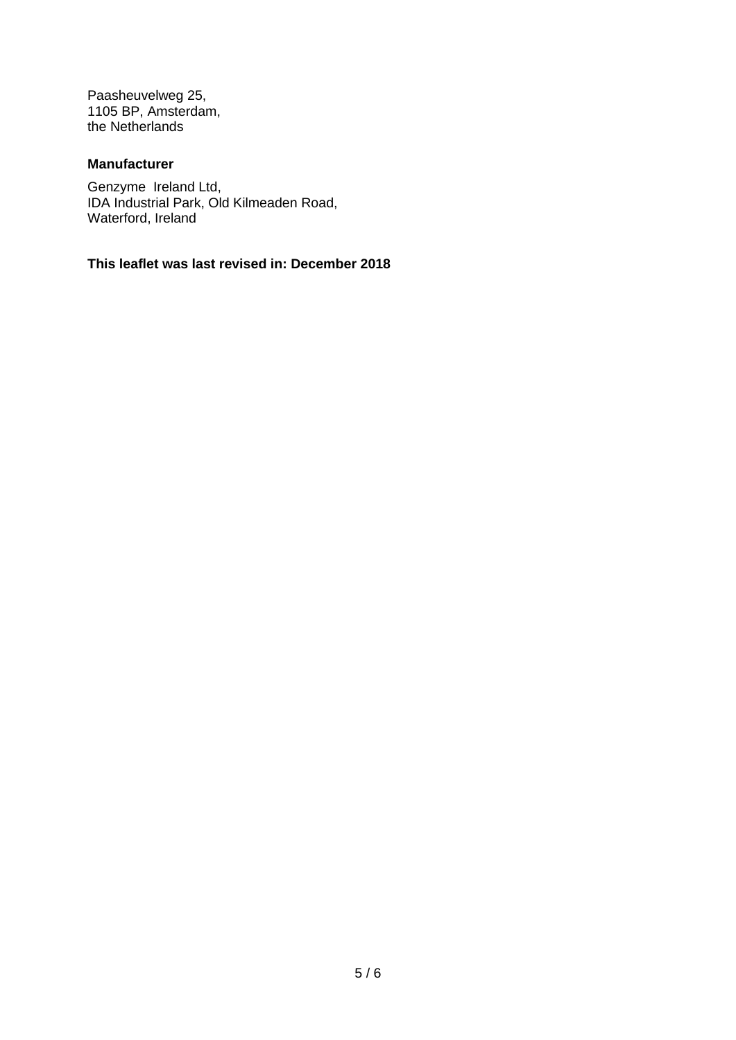Paasheuvelweg 25,
1105 BP, Amsterdam,
the Netherlands

**Manufacturer**

Genzyme Ireland Ltd,
IDA Industrial Park, Old Kilmeaden Road,
Waterford, Ireland

**This leaflet was last revised in: December 2018**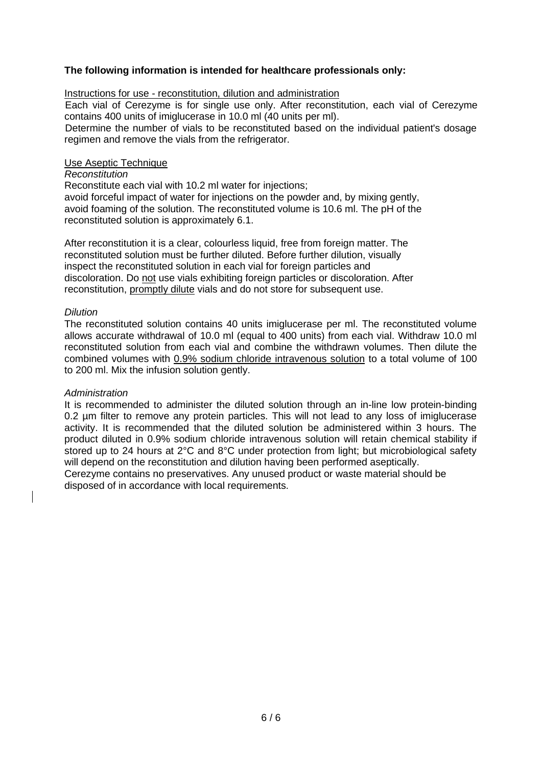**The following information is intended for healthcare professionals only:**

Instructions for use - reconstitution, dilution and administration

Each vial of Cerezyme is for single use only. After reconstitution, each vial of Cerezyme contains 400 units of imiglucerase in 10.0 ml (40 units per ml).

Determine the number of vials to be reconstituted based on the individual patient's dosage regimen and remove the vials from the refrigerator.

Use Aseptic Technique

*Reconstitution*

Reconstitute each vial with 10.2 ml water for injections;
avoid forceful impact of water for injections on the powder and, by mixing gently, avoid foaming of the solution. The reconstituted volume is 10.6 ml. The pH of the reconstituted solution is approximately 6.1.

After reconstitution it is a clear, colourless liquid, free from foreign matter. The reconstituted solution must be further diluted. Before further dilution, visually inspect the reconstituted solution in each vial for foreign particles and discoloration. Do not use vials exhibiting foreign particles or discoloration. After reconstitution, promptly dilute vials and do not store for subsequent use.

*Dilution*

The reconstituted solution contains 40 units imiglucerase per ml. The reconstituted volume allows accurate withdrawal of 10.0 ml (equal to 400 units) from each vial. Withdraw 10.0 ml reconstituted solution from each vial and combine the withdrawn volumes. Then dilute the combined volumes with 0.9% sodium chloride intravenous solution to a total volume of 100 to 200 ml. Mix the infusion solution gently.

*Administration*

It is recommended to administer the diluted solution through an in-line low protein-binding 0.2 µm filter to remove any protein particles. This will not lead to any loss of imiglucerase activity. It is recommended that the diluted solution be administered within 3 hours. The product diluted in 0.9% sodium chloride intravenous solution will retain chemical stability if stored up to 24 hours at 2°C and 8°C under protection from light; but microbiological safety will depend on the reconstitution and dilution having been performed aseptically.

Cerezyme contains no preservatives. Any unused product or waste material should be disposed of in accordance with local requirements.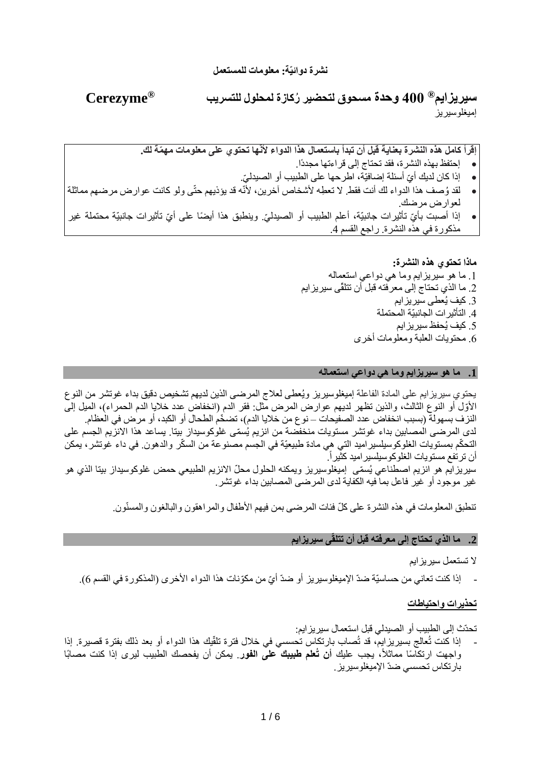**نشرة دوائيّة: معلومات للمستعمل**

# سيريزايم® 400 وحدة مسحوق لتحضير رُكازة لمحلول للتسريب Cerezyme®

إميغلوسيريز

**إقرأ كامل هذه النشرة بعناية قبل أن تبدأ باستعمال هذا الدواء لأنّها تحتوي على معلومات مهمّة لك.**

- إحتفظ بهذه النشرة، فقد تحتاج إلى قراءتها مجددًا.
- إذا كان لديك أيّ أسئلة إضافيّة، اطرحها على الطبيب أو الصيدليّ.
- لقد وُصف هذا الدواء لك أنت فقط. لا تعطِه لأشخاص آخرين، لأنّه قد يؤذيهم حتّى ولو كانت عوارض مرضهم مماثلة لعوارض مرضك.
- إذا أصبت بأيّ تأثيرات جانبيّة، أعلم الطبيب أو الصيدليّ. وينطبق هذا أيضًا على أيّ تأثيرات جانبيّة محتملة غير مذكورة في هذه النشرة. راجع القسم 4.

**ماذا تحتوي هذه النشرة:**

1. ما هو سيريزايم وما هي دواعي استعماله
2. ما الذي تحتاج إلى معرفته قبل أن تتلقّى سيريزايم
3. كيف يُعطى سيريزايم
4. التأثيرات الجانبيّة المحتملة
5. كيف يُحفظ سيريزايم
6. محتويات العلبة ومعلومات أخرى

## 1. ما هو سيريزايم وما هي دواعي استعماله

يحتوي سيريزايم على المادة الفاعلة إميغلوسيريز ويُعطى لعلاج المرضى الذين لديهم تشخيص دقيق بداء غوتشر من النوع الأوّل أو النوع الثالث، والذين تظهر لديهم عوارض المرض مثل: فقر الدم (انخفاض عدد خلايا الدم الحمراء)، الميل إلى النزف بسهولة (بسبب انخفاض عدد الصفيحات – نوع من خلايا الدم)، تضخّم الطحال أو الكبد، أو مرض في العظام.
لدى المرضى المصابين بداء غوتشر مستويات منخفضة من انزيم يُسمّى غلوكوسيداز بيتا. يساعد هذا الانزيم الجسم على التحكّم بمستويات الغلوكوسيلسيراميد التي هي مادة طبيعيّة في الجسم مصنوعة من السكّر والدهون. في داء غوتشر، يمكن أن ترتفع مستويات الغلوكوسيلسيراميد كثيراً.
سيريزايم هو انزيم اصطناعي يُسمّى إميغلوسيريز ويمكنه الحلول محلّ الانزيم الطبيعي حمض غلوكوسيداز بيتا الذي هو غير موجود أو غير فاعل بما فيه الكفاية لدى المرضى المصابين بداء غوتشر.

تنطبق المعلومات في هذه النشرة على كلّ فئات المرضى بمن فيهم الأطفال والمراهقون والبالغون والمسنّون.

## 2. ما الذي تحتاج إلى معرفته قبل أن تتلقّى سيريزايم

لا تستعمل سيريزايم

- إذا كنت تعاني من حساسيّة ضدّ الإميغلوسيريز أو ضدّ أيّ من مكوّنات هذا الدواء الأخرى (المذكورة في القسم 6).

### تحذيرات واحتياطات

تحدّث إلى الطبيب أو الصيدلي قبل استعمال سيريزايم:

- إذا كنت تُعالج بسيريزايم، قد تُصاب بارتكاس تحسسي في خلال فترة تلقّيك هذا الدواء أو بعد ذلك بفترة قصيرة. إذا واجهت ارتكاسًا مماثلاً، يجب عليك **أن تُعلم طبيبك على الفور**. يمكن أن يفحصك الطبيب ليرى إذا كنت مصابًا بارتكاس تحسسي ضدّ الإميغلوسيريز.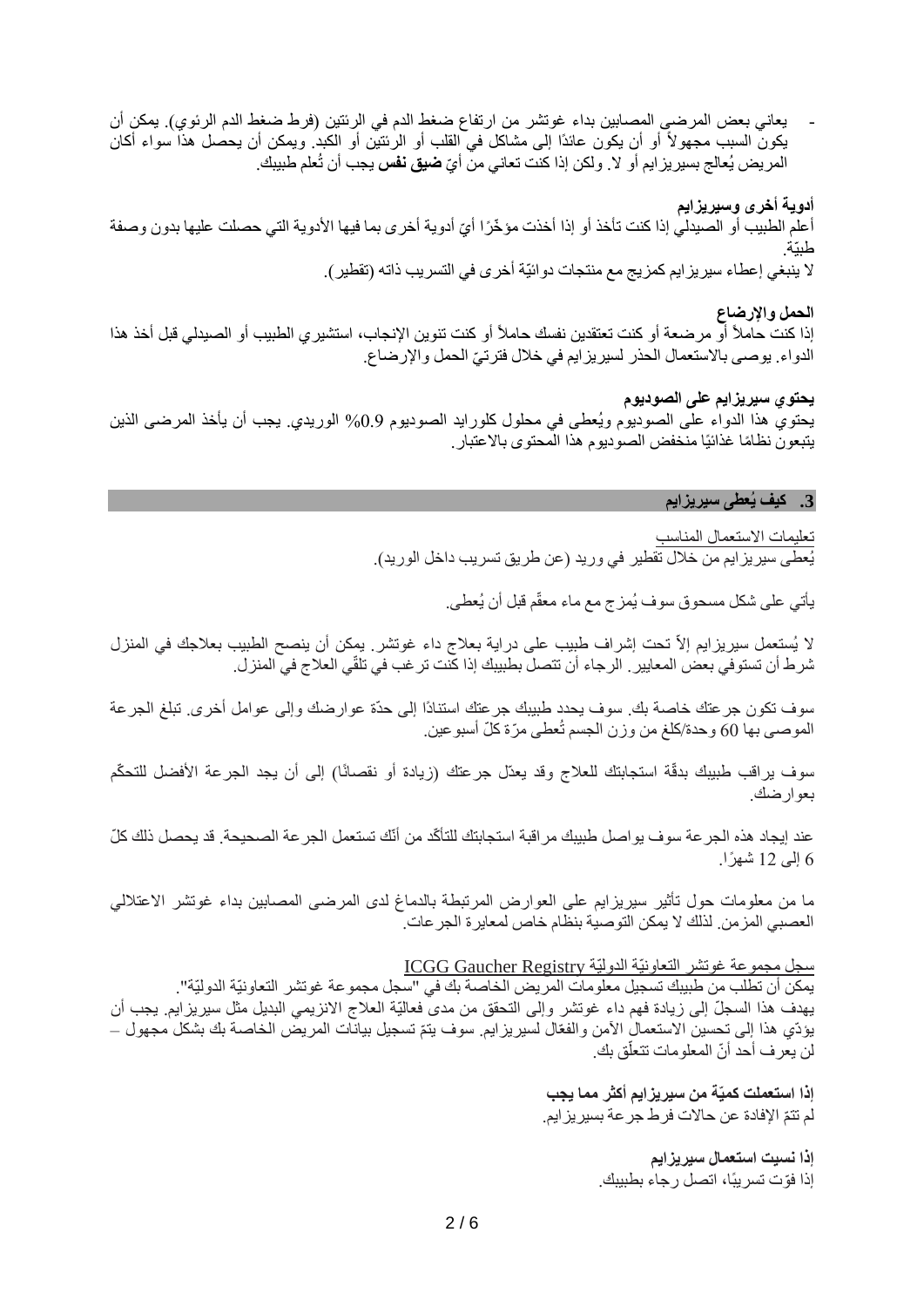- يعاني بعض المرضى المصابين بداء غوتشر من ارتفاع ضغط الدم في الرئتين (فرط ضغط الدم الرئوي). يمكن أن يكون السبب مجهولاً أو أن يكون عائدًا إلى مشاكل في القلب أو الرئتين أو الكبد. ويمكن أن يحصل هذا سواء أكان المريض يُعالج بسيريزايم أو لا. ولكن إذا كنت تعاني من أيّ **ضيق نفس** يجب أن تُعلم طبيبك.

**أدوية أخرى وسيريزايم**

أعلم الطبيب أو الصيدلي إذا كنت تأخذ أو إذا أخذت مؤخّرًا أيّ أدوية أخرى بما فيها الأدوية التي حصلت عليها بدون وصفة طبيّة.

لا ينبغي إعطاء سيريزايم كمزيج مع منتجات دوائيّة أخرى في التسريب ذاته (تقطير).

**الحمل والإرضاع**

إذا كنت حاملاً أو مرضعة أو كنت تعتقدين نفسك حاملاً أو كنت تنوين الإنجاب، استشيري الطبيب أو الصيدلي قبل أخذ هذا الدواء. يوصى بالاستعمال الحذر لسيريزايم في خلال فترتيّ الحمل والإرضاع.

**يحتوي سيريزايم على الصوديوم**

يحتوي هذا الدواء على الصوديوم ويُعطى في محلول كلورايد الصوديوم 0.9% الوريدي. يجب أن يأخذ المرضى الذين يتبعون نظامًا غذائيًا منخفض الصوديوم هذا المحتوى بالاعتبار.

## 3. كيف يُعطى سيريزايم

تعليمات الاستعمال المناسب

يُعطى سيريزايم من خلال تقطير في وريد (عن طريق تسريب داخل الوريد).

يأتي على شكل مسحوق سوف يُمزج مع ماء معقّم قبل أن يُعطى.

لا يُستعمل سيريزايم إلاّ تحت إشراف طبيب على دراية بعلاج داء غوتشر. يمكن أن ينصح الطبيب بعلاجك في المنزل شرط أن تستوفي بعض المعايير. الرجاء أن تتصل بطبيبك إذا كنت ترغب في تلقّي العلاج في المنزل.

سوف تكون جرعتك خاصة بك. سوف يحدد طبيبك جرعتك استنادًا إلى حدّة عوارضك وإلى عوامل أخرى. تبلغ الجرعة الموصى بها 60 وحدة/كلغ من وزن الجسم تُعطى مرّة كلّ أسبوعين.

سوف يراقب طبيبك بدقّة استجابتك للعلاج وقد يعدّل جرعتك (زيادة أو نقصانًا) إلى أن يجد الجرعة الأفضل للتحكّم بعوارضك.

عند إيجاد هذه الجرعة سوف يواصل طبيبك مراقبة استجابتك للتأكّد من أنّك تستعمل الجرعة الصحيحة. قد يحصل ذلك كلّ 6 إلى 12 شهرًا.

ما من معلومات حول تأثير سيريزايم على العوارض المرتبطة بالدماغ لدى المرضى المصابين بداء غوتشر الاعتلالي العصبي المزمن. لذلك لا يمكن التوصية بنظام خاص لمعايرة الجرعات.

سجل مجموعة غوتشر التعاونيّة الدوليّة ICGG Gaucher Registry

يمكن أن تطلب من طبيبك تسجيل معلومات المريض الخاصة بك في "سجل مجموعة غوتشر التعاونيّة الدوليّة". يهدف هذا السجلّ إلى زيادة فهم داء غوتشر وإلى التحقق من مدى فعاليّة العلاج الانزيمي البديل مثل سيريزايم. يجب أن يؤدّي هذا إلى تحسين الاستعمال الآمن والفعّال لسيريزايم. سوف يتمّ تسجيل بيانات المريض الخاصة بك بشكل مجهول – لن يعرف أحد أنّ المعلومات تتعلّق بك.

**إذا استعملت كميّة من سيريزايم أكثر مما يجب**

لم تتمّ الإفادة عن حالات فرط جرعة بسيريزايم.

**إذا نسيت استعمال سيريزايم**

إذا فوّت تسريبًا، اتصل رجاء بطبيبك.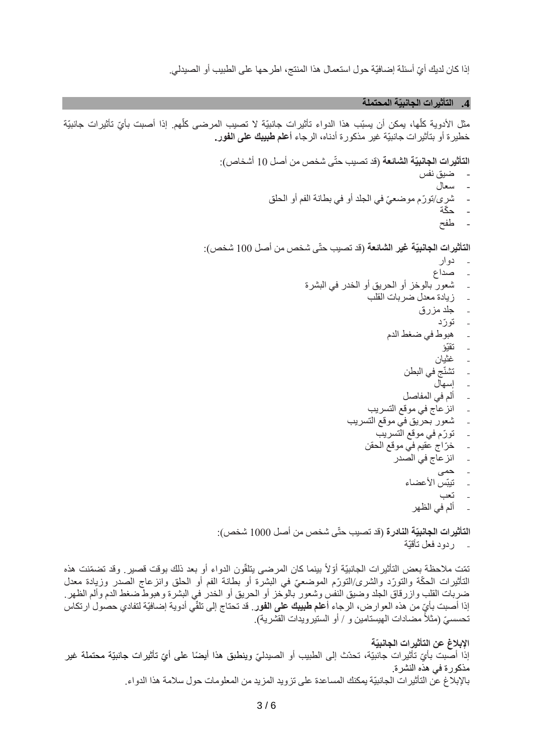إذا كان لديك أيّ أسئلة إضافيّة حول استعمال هذا المنتج، اطرحها على الطبيب أو الصيدلي.

## 4. التأثيرات الجانبيّة المحتملة

مثل الأدوية كلّها، يمكن أن يسبّب هذا الدواء تأثيرات جانبيّة لا تصيب المرضى كلّهم. إذا أصبت بأيّ تأثيرات جانبيّة خطيرة أو بتأثيرات جانبيّة غير مذكورة أدناه، الرجاء **أعلم طبيبك على الفور.**

**التأثيرات الجانبيّة الشائعة** (قد تصيب حتّى شخص من أصل 10 أشخاص):

- ضيق نفس
- سعال
- شرى/تورّم موضعيّ في الجلد أو في بطانة الفم أو الحلق
- حكّة
- طفح

**التأثيرات الجانبيّة غير الشائعة** (قد تصيب حتّى شخص من أصل 100 شخص):

- دوار
- صداع
- شعور بالوخز أو الحريق أو الخدر في البشرة
- زيادة معدل ضربات القلب
- جلد مزرق
- تورّد
- هبوط في ضغط الدم
- تقيّؤ
- غثيان
- تشنّج في البطن
- إسهال
- ألم في المفاصل
- انزعاج في موقع التسريب
- شعور بحريق في موقع التسريب
- تورّم في موقع التسريب
- خرّاج عقيم في موقع الحقن
- انزعاج في الصدر
- حمى
- تيبّس الأعضاء
- تعب
- ألم في الظهر

**التأثيرات الجانبيّة النادرة** (قد تصيب حتّى شخص من أصل 1000 شخص):

- ردود فعل تأقيّة

تمّت ملاحظة بعض التأثيرات الجانبيّة أوّلاً بينما كان المرضى يتلقّون الدواء أو بعد ذلك بوقت قصير. وقد تضمّنت هذه التأثيرات الحكّة والتورّد والشرى/التورّم الموضعيّ في البشرة أو بطانة الفم أو الحلق وانزعاج الصدر وزيادة معدل ضربات القلب وازرقاق الجلد وضيق النفس وشعور بالوخز أو الحريق أو الخدر في البشرة وهبوط ضغط الدم وألم الظهر. إذا أصبت بأيّ من هذه العوارض، الرجاء **أعلم طبيبك على الفور**. قد تحتاج إلى تلقّي أدوية إضافيّة لتفادي حصول ارتكاس تحسسيّ (مثلاً مضادات الهيستامين و / أو الستيرويدات القشرية).

**الإبلاغ عن التأثيرات الجانبيّة**

إذا أصبت بأيّ تأثيرات جانبيّة، تحدّث إلى الطبيب أو الصيدليّ وينطبق هذا أيضًا على أيّ تأثيرات جانبيّة محتملة غير مذكورة في هذه النشرة.

بالإبلاغ عن التأثيرات الجانبيّة يمكنك المساعدة على تزويد المزيد من المعلومات حول سلامة هذا الدواء.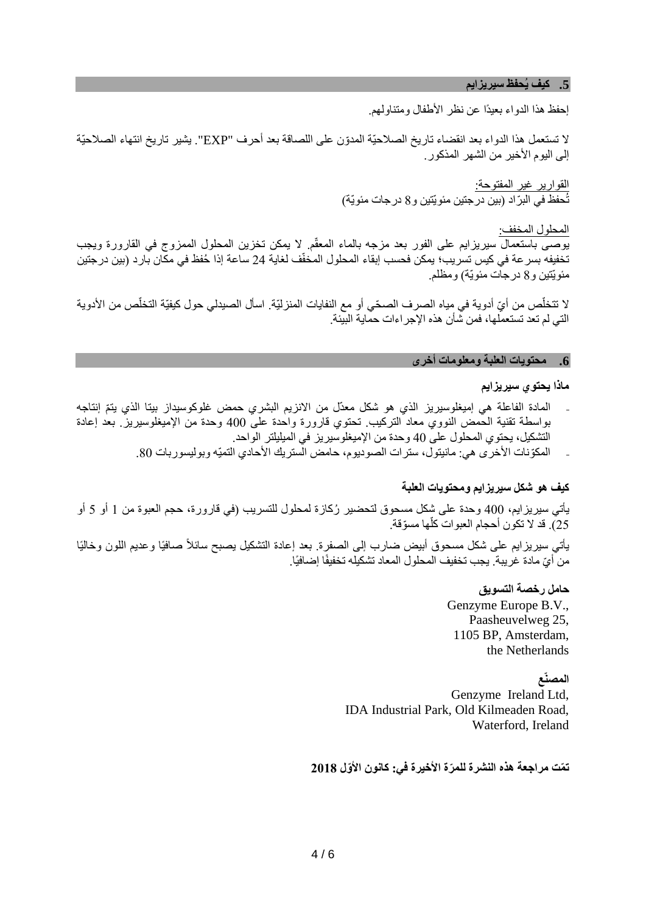## 5. كيف يُحفظ سيريزايم

إحفظ هذا الدواء بعيدًا عن نظر الأطفال ومتناولهم.

لا تستعمل هذا الدواء بعد انقضاء تاريخ الصلاحيّة المدوّن على اللصاقة بعد أحرف "EXP". يشير تاريخ انتهاء الصلاحيّة إلى اليوم الأخير من الشهر المذكور.

القوارير غير المفتوحة:
تُحفظ في البرّاد (بين درجتين مئويّتين و8 درجات مئويّة)

المحلول المخفف:
يوصى باستعمال سيريزايم على الفور بعد مزجه بالماء المعقّم. لا يمكن تخزين المحلول الممزوج في القارورة ويجب تخفيفه بسرعة في كيس تسريب؛ يمكن فحسب إبقاء المحلول المخفّف لغاية 24 ساعة إذا حُفظ في مكان بارد (بين درجتين مئويّتين و8 درجات مئويّة) ومظلم.

لا تتخلّص من أيّ أدوية في مياه الصرف الصحّي أو مع النفايات المنزليّة. اسأل الصيدلي حول كيفيّة التخلّص من الأدوية التي لم تعد تستعملها، فمن شأن هذه الإجراءات حماية البيئة.

## 6. محتويات العلبة ومعلومات أخرى

**ماذا يحتوي سيريزايم**

- المادة الفاعلة هي إميغلوسيريز الذي هو شكل معدّل من الانزيم البشري حمض غلوكوسيداز بيتا الذي يتمّ إنتاجه بواسطة تقنية الحمض النووي معاد التركيب. تحتوي قارورة واحدة على 400 وحدة من الإميغلوسيريز. بعد إعادة التشكيل، يحتوي المحلول على 40 وحدة من الإميغلوسيريز في الميليلتر الواحد.
- المكوّنات الأخرى هي: مانيتول، سترات الصوديوم، حامض الستريك الأحادي التميّه وبوليسوربات 80.

**كيف هو شكل سيريزايم ومحتويات العلبة**

يأتي سيريزايم، 400 وحدة على شكل مسحوق لتحضير رُكازة لمحلول للتسريب (في قارورة، حجم العبوة من 1 أو 5 أو 25). قد لا تكون أحجام العبوات كلّها مسوّقة.

يأتي سيريزايم على شكل مسحوق أبيض ضارب إلى الصفرة. بعد إعادة التشكيل يصبح سائلاً صافيًا وعديم اللون وخاليًا من أيّ مادة غريبة. يجب تخفيف المحلول المعاد تشكيله تخفيفًا إضافيًا.

**حامل رخصة التسويق**

Genzyme Europe B.V.,
Paasheuvelweg 25,
1105 BP, Amsterdam,
the Netherlands

**المصنّع**

Genzyme Ireland Ltd,
IDA Industrial Park, Old Kilmeaden Road,
Waterford, Ireland

**تمّت مراجعة هذه النشرة للمرّة الأخيرة في: كانون الأوّل 2018**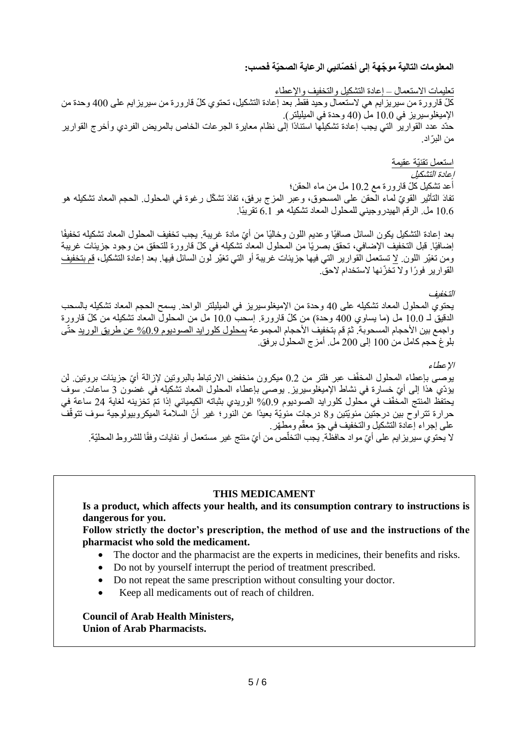**المعلومات التالية موجّهة إلى أخصّائيي الرعاية الصحيّة فحسب:**

تعليمات الاستعمال – إعادة التشكيل والتخفيف والإعطاء

كلّ قارورة من سيريزايم هي لاستعمال وحيد فقط. بعد إعادة التشكيل، تحتوي كلّ قارورة من سيريزايم على 400 وحدة من الإميغلوسيريز في 10.0 مل (40 وحدة في الميليلتر).

حدّد عدد القوارير التي يجب إعادة تشكيلها استنادًا إلى نظام معايرة الجرعات الخاص بالمريض الفردي وأخرج القوارير من البرّاد.

استعمل تقنيّة عقيمة

*إعادة التشكيل*

أعد تشكيل كلّ قارورة مع 10.2 مل من ماء الحقن؛

تفادَ التأثير القويّ لماء الحقن على المسحوق، وعبر المزج برفق، تفادَ تشكّل رغوة في المحلول. الحجم المعاد تشكيله هو 10.6 مل. الرقم الهيدروجيني للمحلول المعاد تشكيله هو 6.1 تقريبًا.

بعد إعادة التشكيل يكون السائل صافيًا وعديم اللون وخاليًا من أيّ مادة غريبة. يجب تخفيف المحلول المعاد تشكيله تخفيفًا إضافيًا. قبل التخفيف الإضافي، تحقق بصريًا من المحلول المعاد تشكيله في كلّ قارورة للتحقق من وجود جزيئات غريبة ومن تغيّر اللون. لا تستعمل القوارير التي فيها جزيئات غريبة أو التي تغيّر لون السائل فيها. بعد إعادة التشكيل، قم بتخفيف القوارير فورًا ولا تخزّنها لاستخدام لاحق.

*التخفيف*

يحتوي المحلول المعاد تشكيله على 40 وحدة من الإميغلوسيريز في الميليلتر الواحد. يسمح الحجم المعاد تشكيله بالسحب الدقيق لـ 10.0 مل (ما يساوي 400 وحدة) من كلّ قارورة. إسحب 10.0 مل من المحلول المعاد تشكيله من كلّ قارورة واجمع بين الأحجام المسحوبة. ثمّ قم بتخفيف الأحجام المجموعة بمحلول كلورايد الصوديوم 0.9% عن طريق الوريد حتّى بلوغ حجم كامل من 100 إلى 200 مل. أمزج المحلول برفق.

*الإعطاء*

يوصى بإعطاء المحلول المخفّف عبر فلتر من 0.2 ميكرون منخفض الارتباط بالبروتين لإزالة أيّ جزيئات بروتين. لن يؤدّي هذا إلى أيّ خسارة في نشاط الإميغلوسيريز. يوصى بإعطاء المحلول المعاد تشكيله في غضون 3 ساعات. سوف يحتفظ المنتج المخفّف في محلول كلورايد الصوديوم 0.9% الوريدي بثباته الكيميائي إذا تمّ تخزينه لغاية 24 ساعة في حرارة تتراوح بين درجتين مئويّتين و8 درجات مئويّة بعيدًا عن النور؛ غير أنّ السلامة الميكروبيولوجية سوف تتوقّف على إجراء إعادة التشكيل والتخفيف في جوّ معقّم ومطهّر.

لا يحتوي سيريزايم على أيّ مواد حافظة. يجب التخلّص من أيّ منتج غير مستعمل أو نفايات وفقًا للشروط المحليّة.

**THIS MEDICAMENT**

**Is a product, which affects your health, and its consumption contrary to instructions is dangerous for you.**

**Follow strictly the doctor's prescription, the method of use and the instructions of the pharmacist who sold the medicament.**

- The doctor and the pharmacist are the experts in medicines, their benefits and risks.
- Do not by yourself interrupt the period of treatment prescribed.
- Do not repeat the same prescription without consulting your doctor.
- Keep all medicaments out of reach of children.

**Council of Arab Health Ministers,**
**Union of Arab Pharmacists.**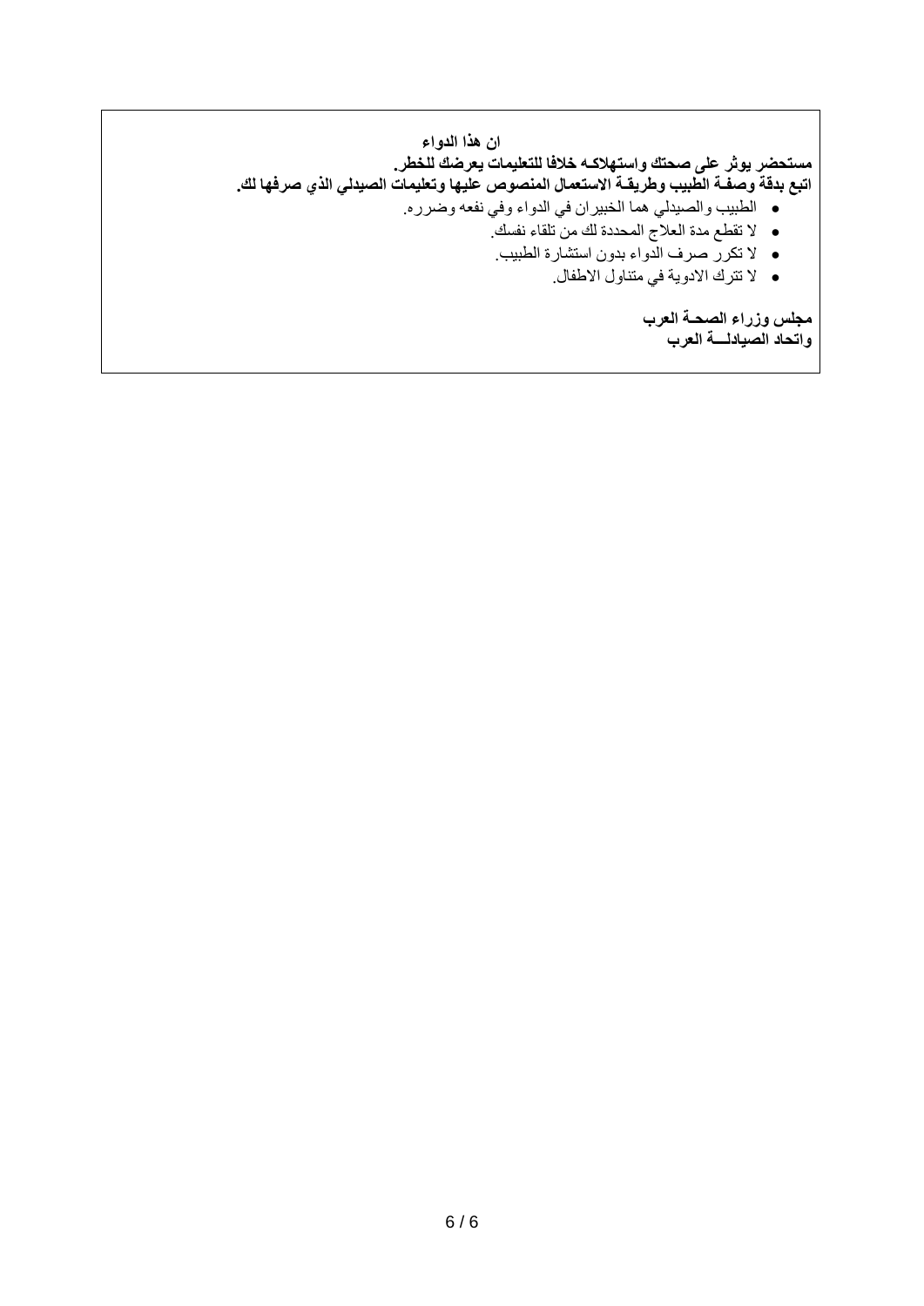**ان هذا الدواء**

**مستحضر يوثر على صحتك واستهلاكـه خلافا للتعليمات يعرضك للخطر.**

**اتبع بدقة وصفـة الطبيب وطريقـة الاستعمال المنصوص عليها وتعليمات الصيدلي الذي صرفها لك.**

- الطبيب والصيدلي هما الخبيران في الدواء وفي نفعه وضرره.
- لا تقطع مدة العلاج المحددة لك من تلقاء نفسك.
- لا تكرر صرف الدواء بدون استشارة الطبيب.
- لا تترك الادوية في متناول الاطفال.

**مجلس وزراء الصحـة العرب**
**واتحاد الصيادلـــة العرب**